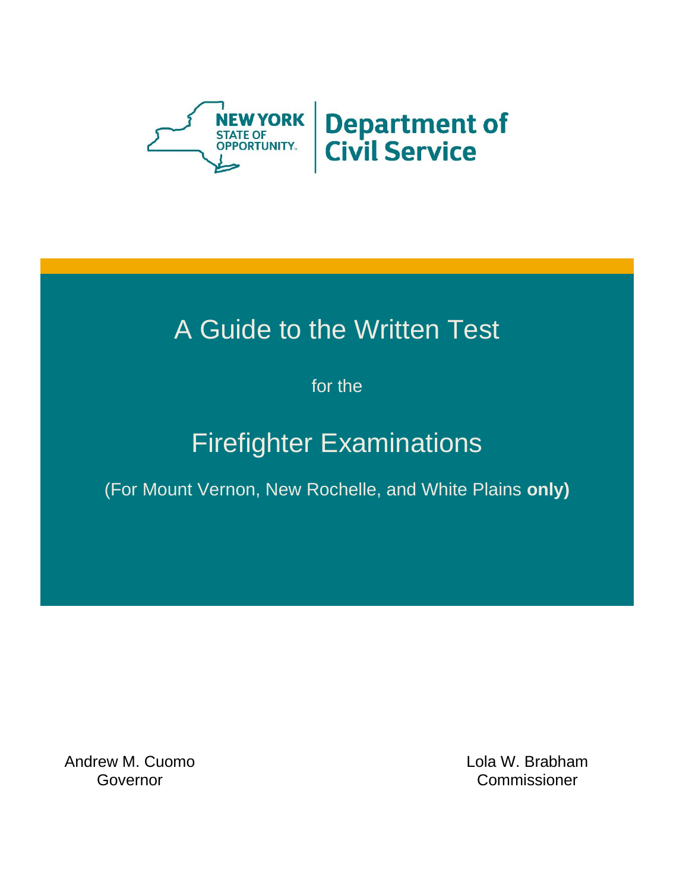NEW YORK STATE OF OPPORTUNITY. | Department of Civil Service

# A Guide to the Written Test

for the

# Firefighter Examinations

(For Mount Vernon, New Rochelle, and White Plains **only)**

Andrew M. Cuomo
Governor

Lola W. Brabham
Commissioner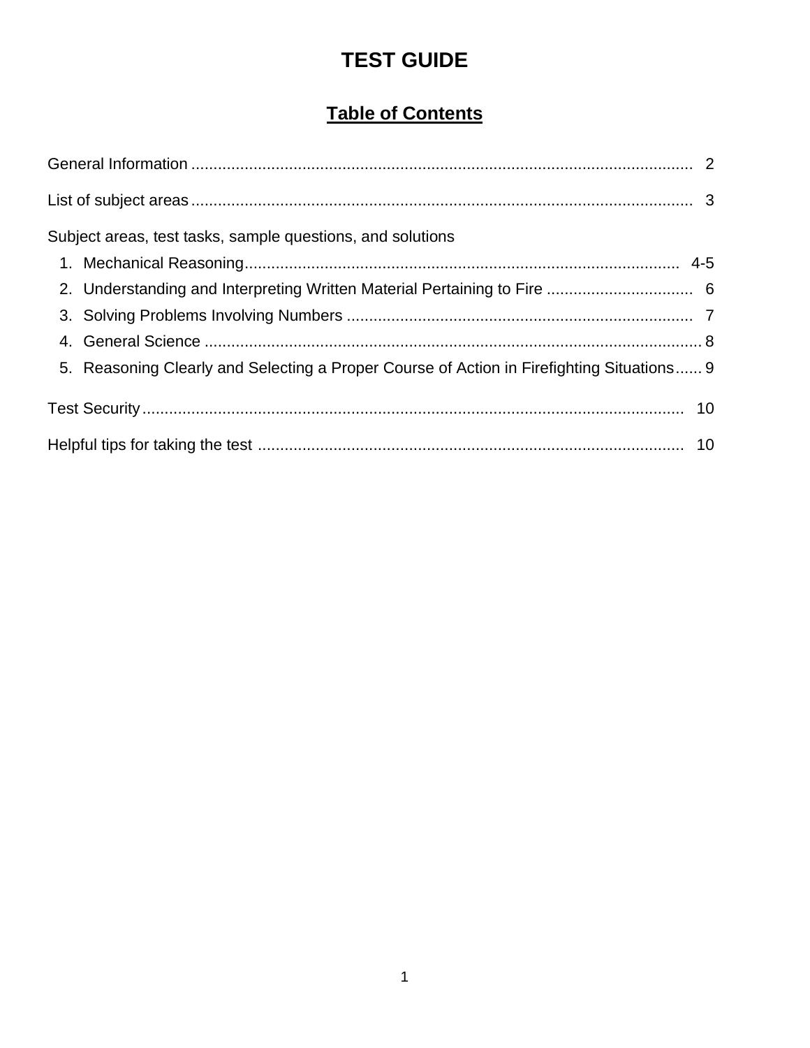# TEST GUIDE

## Table of Contents

General Information ........................................................................................................ 2

List of subject areas ........................................................................................................ 3

Subject areas, test tasks, sample questions, and solutions

1. Mechanical Reasoning ................................................................................................ 4-5
2. Understanding and Interpreting Written Material Pertaining to Fire ................................. 6
3. Solving Problems Involving Numbers ............................................................................. 7
4. General Science ........................................................................................................... 8
5. Reasoning Clearly and Selecting a Proper Course of Action in Firefighting Situations ...... 9

Test Security ................................................................................................................. 10

Helpful tips for taking the test ........................................................................................ 10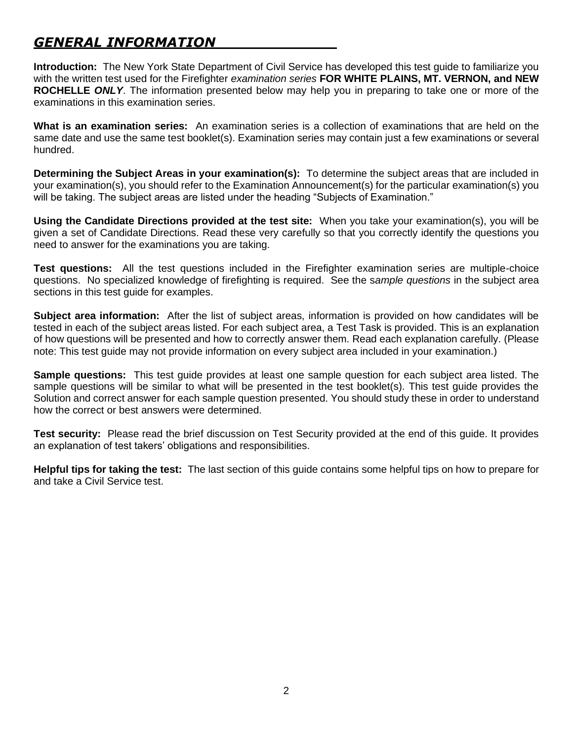## ***GENERAL INFORMATION***

**Introduction:** The New York State Department of Civil Service has developed this test guide to familiarize you with the written test used for the Firefighter *examination series* **FOR WHITE PLAINS, MT. VERNON, and NEW ROCHELLE *ONLY***. The information presented below may help you in preparing to take one or more of the examinations in this examination series.

**What is an examination series:** An examination series is a collection of examinations that are held on the same date and use the same test booklet(s). Examination series may contain just a few examinations or several hundred.

**Determining the Subject Areas in your examination(s):** To determine the subject areas that are included in your examination(s), you should refer to the Examination Announcement(s) for the particular examination(s) you will be taking. The subject areas are listed under the heading "Subjects of Examination."

**Using the Candidate Directions provided at the test site:** When you take your examination(s), you will be given a set of Candidate Directions. Read these very carefully so that you correctly identify the questions you need to answer for the examinations you are taking.

**Test questions:** All the test questions included in the Firefighter examination series are multiple-choice questions. No specialized knowledge of firefighting is required. See the s*ample questions* in the subject area sections in this test guide for examples.

**Subject area information:** After the list of subject areas, information is provided on how candidates will be tested in each of the subject areas listed. For each subject area, a Test Task is provided. This is an explanation of how questions will be presented and how to correctly answer them. Read each explanation carefully. (Please note: This test guide may not provide information on every subject area included in your examination.)

**Sample questions:** This test guide provides at least one sample question for each subject area listed. The sample questions will be similar to what will be presented in the test booklet(s). This test guide provides the Solution and correct answer for each sample question presented. You should study these in order to understand how the correct or best answers were determined.

**Test security:** Please read the brief discussion on Test Security provided at the end of this guide. It provides an explanation of test takers' obligations and responsibilities.

**Helpful tips for taking the test:** The last section of this guide contains some helpful tips on how to prepare for and take a Civil Service test.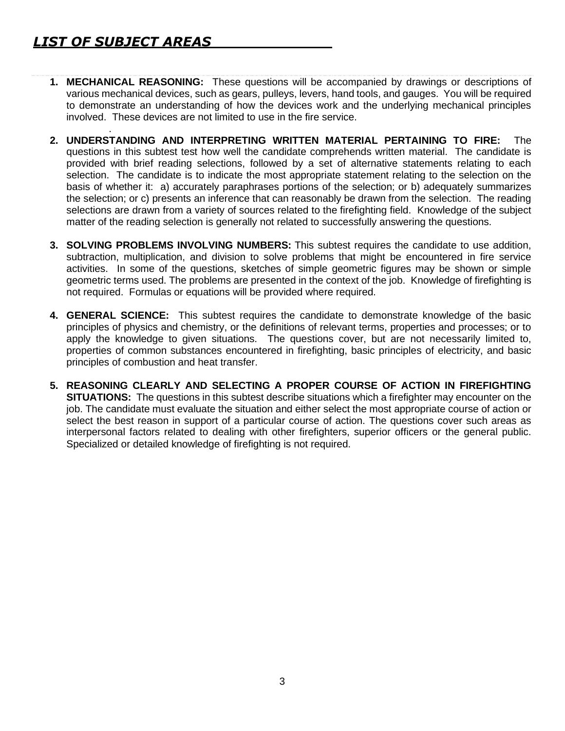## ***LIST OF SUBJECT AREAS***

1. **MECHANICAL REASONING:** These questions will be accompanied by drawings or descriptions of various mechanical devices, such as gears, pulleys, levers, hand tools, and gauges. You will be required to demonstrate an understanding of how the devices work and the underlying mechanical principles involved. These devices are not limited to use in the fire service.

2. **UNDERSTANDING AND INTERPRETING WRITTEN MATERIAL PERTAINING TO FIRE:** The questions in this subtest test how well the candidate comprehends written material. The candidate is provided with brief reading selections, followed by a set of alternative statements relating to each selection. The candidate is to indicate the most appropriate statement relating to the selection on the basis of whether it: a) accurately paraphrases portions of the selection; or b) adequately summarizes the selection; or c) presents an inference that can reasonably be drawn from the selection. The reading selections are drawn from a variety of sources related to the firefighting field. Knowledge of the subject matter of the reading selection is generally not related to successfully answering the questions.

3. **SOLVING PROBLEMS INVOLVING NUMBERS:** This subtest requires the candidate to use addition, subtraction, multiplication, and division to solve problems that might be encountered in fire service activities. In some of the questions, sketches of simple geometric figures may be shown or simple geometric terms used. The problems are presented in the context of the job. Knowledge of firefighting is not required. Formulas or equations will be provided where required.

4. **GENERAL SCIENCE:** This subtest requires the candidate to demonstrate knowledge of the basic principles of physics and chemistry, or the definitions of relevant terms, properties and processes; or to apply the knowledge to given situations. The questions cover, but are not necessarily limited to, properties of common substances encountered in firefighting, basic principles of electricity, and basic principles of combustion and heat transfer.

5. **REASONING CLEARLY AND SELECTING A PROPER COURSE OF ACTION IN FIREFIGHTING SITUATIONS:** The questions in this subtest describe situations which a firefighter may encounter on the job. The candidate must evaluate the situation and either select the most appropriate course of action or select the best reason in support of a particular course of action. The questions cover such areas as interpersonal factors related to dealing with other firefighters, superior officers or the general public. Specialized or detailed knowledge of firefighting is not required.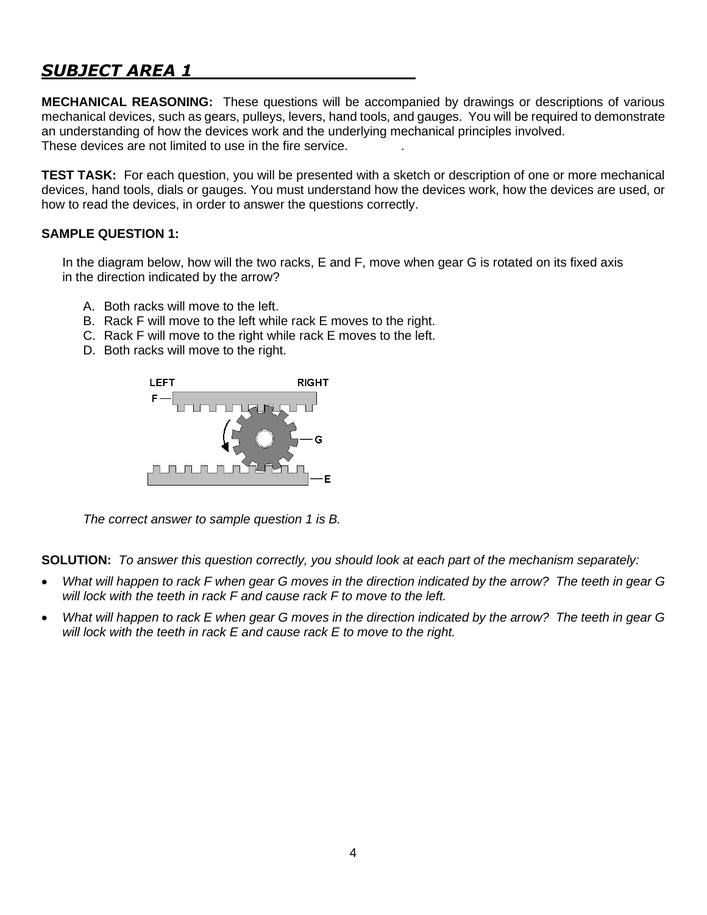## ***SUBJECT AREA 1***

**MECHANICAL REASONING:** These questions will be accompanied by drawings or descriptions of various mechanical devices, such as gears, pulleys, levers, hand tools, and gauges. You will be required to demonstrate an understanding of how the devices work and the underlying mechanical principles involved.
These devices are not limited to use in the fire service.

**TEST TASK:** For each question, you will be presented with a sketch or description of one or more mechanical devices, hand tools, dials or gauges. You must understand how the devices work, how the devices are used, or how to read the devices, in order to answer the questions correctly.

**SAMPLE QUESTION 1:**

In the diagram below, how will the two racks, E and F, move when gear G is rotated on its fixed axis in the direction indicated by the arrow?

A. Both racks will move to the left.
B. Rack F will move to the left while rack E moves to the right.
C. Rack F will move to the right while rack E moves to the left.
D. Both racks will move to the right.

LEFT RIGHT
F
G
E

*The correct answer to sample question 1 is B.*

**SOLUTION:** *To answer this question correctly, you should look at each part of the mechanism separately:*

- *What will happen to rack F when gear G moves in the direction indicated by the arrow? The teeth in gear G will lock with the teeth in rack F and cause rack F to move to the left.*
- *What will happen to rack E when gear G moves in the direction indicated by the arrow? The teeth in gear G will lock with the teeth in rack E and cause rack E to move to the right.*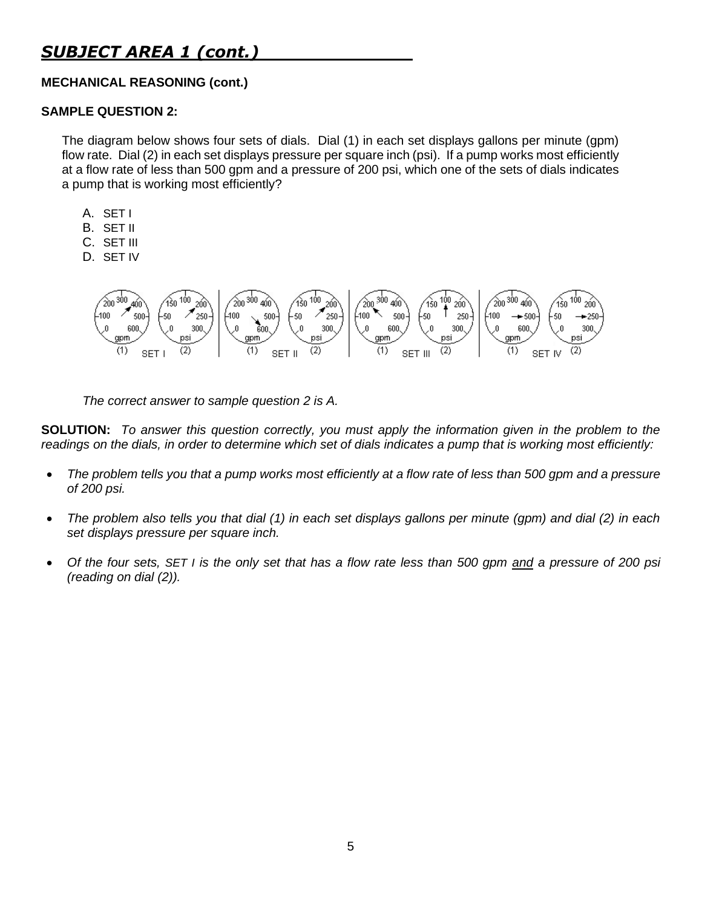## *SUBJECT AREA 1 (cont.)*

**MECHANICAL REASONING (cont.)**

**SAMPLE QUESTION 2:**

The diagram below shows four sets of dials. Dial (1) in each set displays gallons per minute (gpm) flow rate. Dial (2) in each set displays pressure per square inch (psi). If a pump works most efficiently at a flow rate of less than 500 gpm and a pressure of 200 psi, which one of the sets of dials indicates a pump that is working most efficiently?

A. SET I
B. SET II
C. SET III
D. SET IV

*The correct answer to sample question 2 is A.*

**SOLUTION:** *To answer this question correctly, you must apply the information given in the problem to the readings on the dials, in order to determine which set of dials indicates a pump that is working most efficiently:*

- *The problem tells you that a pump works most efficiently at a flow rate of less than 500 gpm and a pressure of 200 psi.*
- *The problem also tells you that dial (1) in each set displays gallons per minute (gpm) and dial (2) in each set displays pressure per square inch.*
- *Of the four sets, SET I is the only set that has a flow rate less than 500 gpm and a pressure of 200 psi (reading on dial (2)).*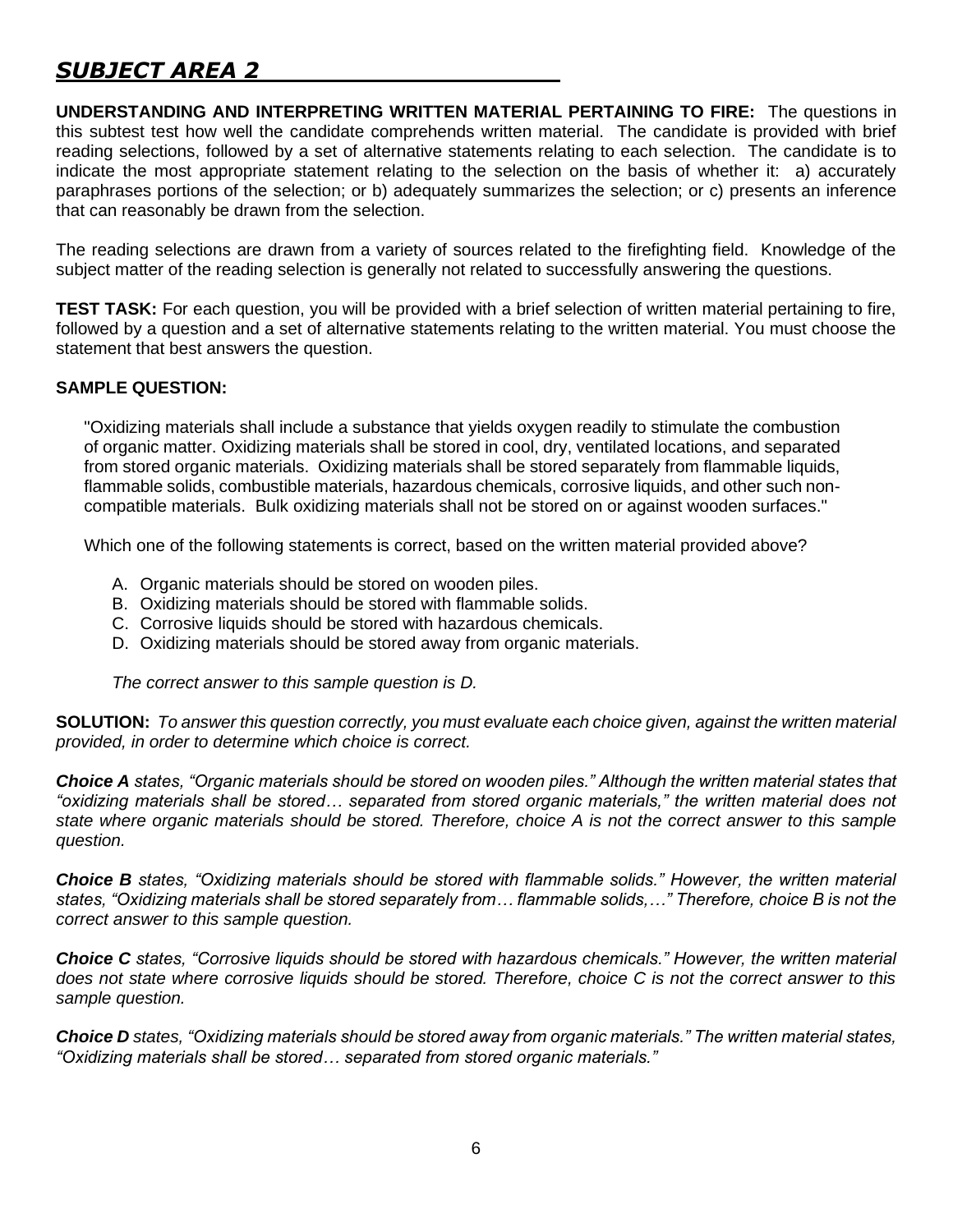## ***SUBJECT AREA 2***

**UNDERSTANDING AND INTERPRETING WRITTEN MATERIAL PERTAINING TO FIRE:** The questions in this subtest test how well the candidate comprehends written material. The candidate is provided with brief reading selections, followed by a set of alternative statements relating to each selection. The candidate is to indicate the most appropriate statement relating to the selection on the basis of whether it: a) accurately paraphrases portions of the selection; or b) adequately summarizes the selection; or c) presents an inference that can reasonably be drawn from the selection.

The reading selections are drawn from a variety of sources related to the firefighting field. Knowledge of the subject matter of the reading selection is generally not related to successfully answering the questions.

**TEST TASK:** For each question, you will be provided with a brief selection of written material pertaining to fire, followed by a question and a set of alternative statements relating to the written material. You must choose the statement that best answers the question.

**SAMPLE QUESTION:**

"Oxidizing materials shall include a substance that yields oxygen readily to stimulate the combustion of organic matter. Oxidizing materials shall be stored in cool, dry, ventilated locations, and separated from stored organic materials. Oxidizing materials shall be stored separately from flammable liquids, flammable solids, combustible materials, hazardous chemicals, corrosive liquids, and other such non-compatible materials. Bulk oxidizing materials shall not be stored on or against wooden surfaces."

Which one of the following statements is correct, based on the written material provided above?

A. Organic materials should be stored on wooden piles.
B. Oxidizing materials should be stored with flammable solids.
C. Corrosive liquids should be stored with hazardous chemicals.
D. Oxidizing materials should be stored away from organic materials.

*The correct answer to this sample question is D.*

**SOLUTION:** *To answer this question correctly, you must evaluate each choice given, against the written material provided, in order to determine which choice is correct.*

***Choice A*** *states, "Organic materials should be stored on wooden piles." Although the written material states that "oxidizing materials shall be stored… separated from stored organic materials," the written material does not state where organic materials should be stored. Therefore, choice A is not the correct answer to this sample question.*

***Choice B*** *states, "Oxidizing materials should be stored with flammable solids." However, the written material states, "Oxidizing materials shall be stored separately from… flammable solids,…" Therefore, choice B is not the correct answer to this sample question.*

***Choice C*** *states, "Corrosive liquids should be stored with hazardous chemicals." However, the written material does not state where corrosive liquids should be stored. Therefore, choice C is not the correct answer to this sample question.*

***Choice D*** *states, "Oxidizing materials should be stored away from organic materials." The written material states, "Oxidizing materials shall be stored… separated from stored organic materials."*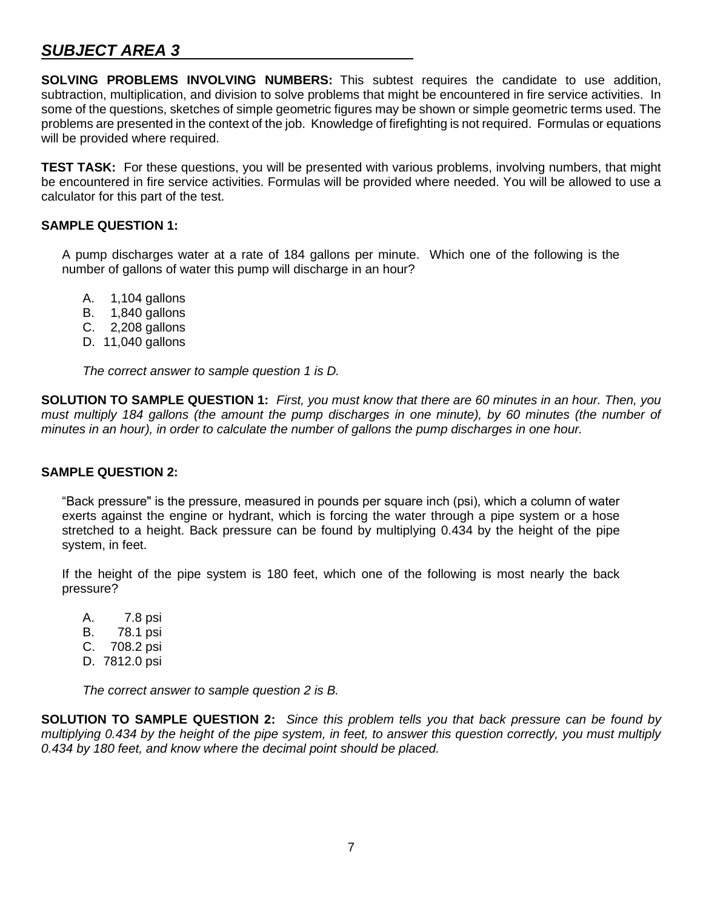## *SUBJECT AREA 3*

**SOLVING PROBLEMS INVOLVING NUMBERS:** This subtest requires the candidate to use addition, subtraction, multiplication, and division to solve problems that might be encountered in fire service activities. In some of the questions, sketches of simple geometric figures may be shown or simple geometric terms used. The problems are presented in the context of the job. Knowledge of firefighting is not required. Formulas or equations will be provided where required.

**TEST TASK:** For these questions, you will be presented with various problems, involving numbers, that might be encountered in fire service activities. Formulas will be provided where needed. You will be allowed to use a calculator for this part of the test.

**SAMPLE QUESTION 1:**

A pump discharges water at a rate of 184 gallons per minute. Which one of the following is the number of gallons of water this pump will discharge in an hour?

A. 1,104 gallons
B. 1,840 gallons
C. 2,208 gallons
D. 11,040 gallons

*The correct answer to sample question 1 is D.*

**SOLUTION TO SAMPLE QUESTION 1:** *First, you must know that there are 60 minutes in an hour. Then, you must multiply 184 gallons (the amount the pump discharges in one minute), by 60 minutes (the number of minutes in an hour), in order to calculate the number of gallons the pump discharges in one hour.*

**SAMPLE QUESTION 2:**

"Back pressure" is the pressure, measured in pounds per square inch (psi), which a column of water exerts against the engine or hydrant, which is forcing the water through a pipe system or a hose stretched to a height. Back pressure can be found by multiplying 0.434 by the height of the pipe system, in feet.

If the height of the pipe system is 180 feet, which one of the following is most nearly the back pressure?

A. 7.8 psi
B. 78.1 psi
C. 708.2 psi
D. 7812.0 psi

*The correct answer to sample question 2 is B.*

**SOLUTION TO SAMPLE QUESTION 2:** *Since this problem tells you that back pressure can be found by multiplying 0.434 by the height of the pipe system, in feet, to answer this question correctly, you must multiply 0.434 by 180 feet, and know where the decimal point should be placed.*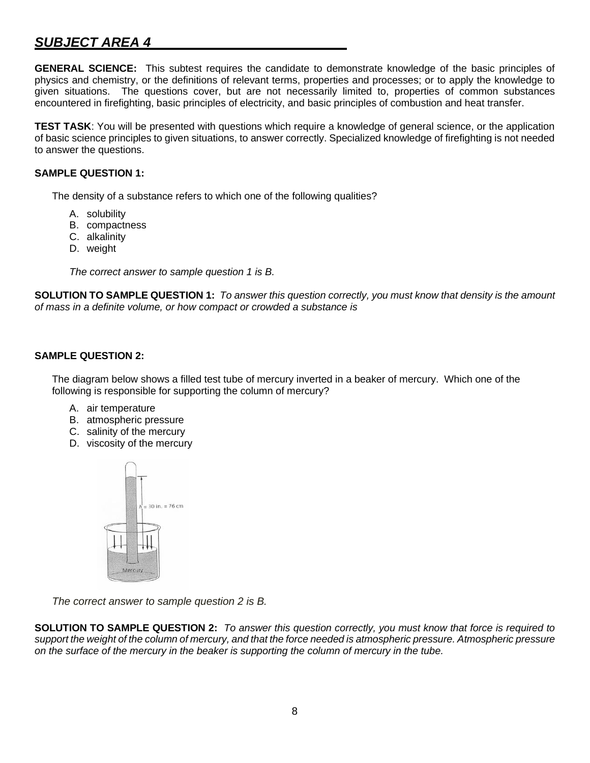## *SUBJECT AREA 4*

**GENERAL SCIENCE:** This subtest requires the candidate to demonstrate knowledge of the basic principles of physics and chemistry, or the definitions of relevant terms, properties and processes; or to apply the knowledge to given situations. The questions cover, but are not necessarily limited to, properties of common substances encountered in firefighting, basic principles of electricity, and basic principles of combustion and heat transfer.

**TEST TASK**: You will be presented with questions which require a knowledge of general science, or the application of basic science principles to given situations, to answer correctly. Specialized knowledge of firefighting is not needed to answer the questions.

**SAMPLE QUESTION 1:**

The density of a substance refers to which one of the following qualities?

A. solubility
B. compactness
C. alkalinity
D. weight

*The correct answer to sample question 1 is B.*

**SOLUTION TO SAMPLE QUESTION 1:** *To answer this question correctly, you must know that density is the amount of mass in a definite volume, or how compact or crowded a substance is*

**SAMPLE QUESTION 2:**

The diagram below shows a filled test tube of mercury inverted in a beaker of mercury. Which one of the following is responsible for supporting the column of mercury?

A. air temperature
B. atmospheric pressure
C. salinity of the mercury
D. viscosity of the mercury

$h$ = 30 in. = 76 cm

Mercury

*The correct answer to sample question 2 is B.*

**SOLUTION TO SAMPLE QUESTION 2:** *To answer this question correctly, you must know that force is required to support the weight of the column of mercury, and that the force needed is atmospheric pressure. Atmospheric pressure on the surface of the mercury in the beaker is supporting the column of mercury in the tube.*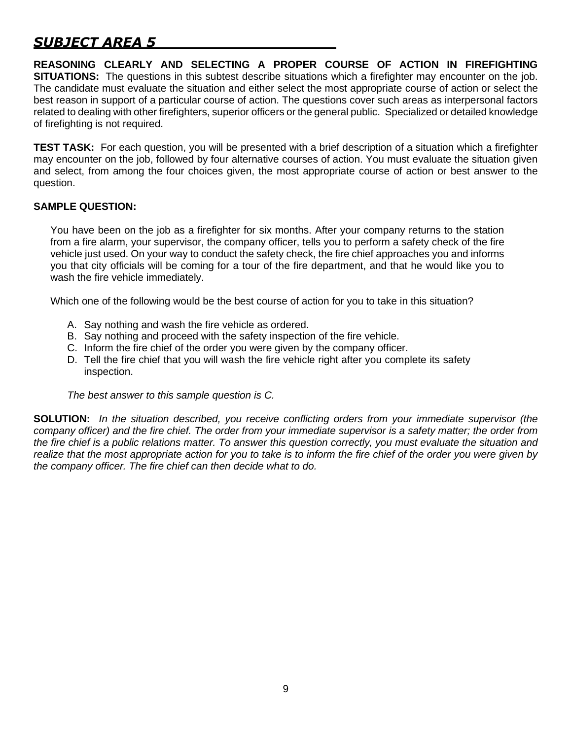## *SUBJECT AREA 5*

**REASONING CLEARLY AND SELECTING A PROPER COURSE OF ACTION IN FIREFIGHTING SITUATIONS:** The questions in this subtest describe situations which a firefighter may encounter on the job. The candidate must evaluate the situation and either select the most appropriate course of action or select the best reason in support of a particular course of action. The questions cover such areas as interpersonal factors related to dealing with other firefighters, superior officers or the general public. Specialized or detailed knowledge of firefighting is not required.

**TEST TASK:** For each question, you will be presented with a brief description of a situation which a firefighter may encounter on the job, followed by four alternative courses of action. You must evaluate the situation given and select, from among the four choices given, the most appropriate course of action or best answer to the question.

**SAMPLE QUESTION:**

You have been on the job as a firefighter for six months. After your company returns to the station from a fire alarm, your supervisor, the company officer, tells you to perform a safety check of the fire vehicle just used. On your way to conduct the safety check, the fire chief approaches you and informs you that city officials will be coming for a tour of the fire department, and that he would like you to wash the fire vehicle immediately.

Which one of the following would be the best course of action for you to take in this situation?

A. Say nothing and wash the fire vehicle as ordered.
B. Say nothing and proceed with the safety inspection of the fire vehicle.
C. Inform the fire chief of the order you were given by the company officer.
D. Tell the fire chief that you will wash the fire vehicle right after you complete its safety inspection.

*The best answer to this sample question is C.*

**SOLUTION:** *In the situation described, you receive conflicting orders from your immediate supervisor (the company officer) and the fire chief. The order from your immediate supervisor is a safety matter; the order from the fire chief is a public relations matter. To answer this question correctly, you must evaluate the situation and realize that the most appropriate action for you to take is to inform the fire chief of the order you were given by the company officer. The fire chief can then decide what to do.*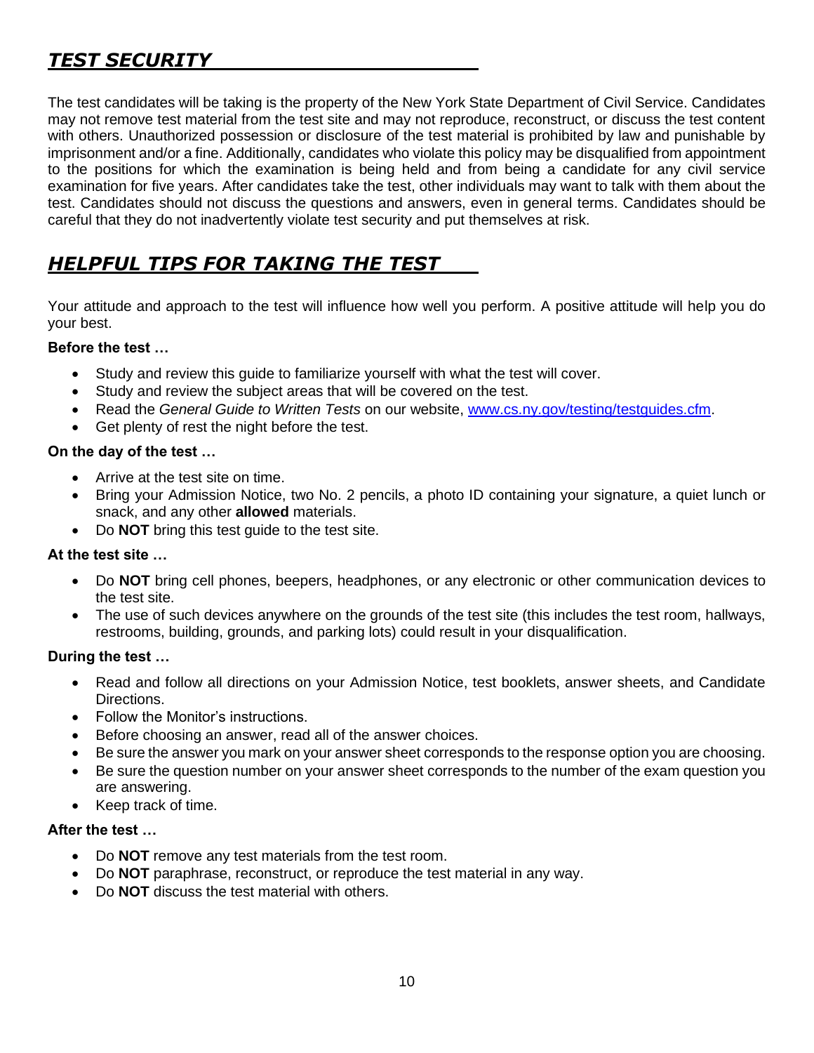## ***TEST SECURITY***

The test candidates will be taking is the property of the New York State Department of Civil Service. Candidates may not remove test material from the test site and may not reproduce, reconstruct, or discuss the test content with others. Unauthorized possession or disclosure of the test material is prohibited by law and punishable by imprisonment and/or a fine. Additionally, candidates who violate this policy may be disqualified from appointment to the positions for which the examination is being held and from being a candidate for any civil service examination for five years. After candidates take the test, other individuals may want to talk with them about the test. Candidates should not discuss the questions and answers, even in general terms. Candidates should be careful that they do not inadvertently violate test security and put themselves at risk.

## ***HELPFUL TIPS FOR TAKING THE TEST***

Your attitude and approach to the test will influence how well you perform. A positive attitude will help you do your best.

**Before the test …**

- Study and review this guide to familiarize yourself with what the test will cover.
- Study and review the subject areas that will be covered on the test.
- Read the *General Guide to Written Tests* on our website, [www.cs.ny.gov/testing/testguides.cfm](www.cs.ny.gov/testing/testguides.cfm).
- Get plenty of rest the night before the test.

**On the day of the test …**

- Arrive at the test site on time.
- Bring your Admission Notice, two No. 2 pencils, a photo ID containing your signature, a quiet lunch or snack, and any other **allowed** materials.
- Do **NOT** bring this test guide to the test site.

**At the test site …**

- Do **NOT** bring cell phones, beepers, headphones, or any electronic or other communication devices to the test site.
- The use of such devices anywhere on the grounds of the test site (this includes the test room, hallways, restrooms, building, grounds, and parking lots) could result in your disqualification.

**During the test …**

- Read and follow all directions on your Admission Notice, test booklets, answer sheets, and Candidate Directions.
- Follow the Monitor's instructions.
- Before choosing an answer, read all of the answer choices.
- Be sure the answer you mark on your answer sheet corresponds to the response option you are choosing.
- Be sure the question number on your answer sheet corresponds to the number of the exam question you are answering.
- Keep track of time.

**After the test …**

- Do **NOT** remove any test materials from the test room.
- Do **NOT** paraphrase, reconstruct, or reproduce the test material in any way.
- Do **NOT** discuss the test material with others.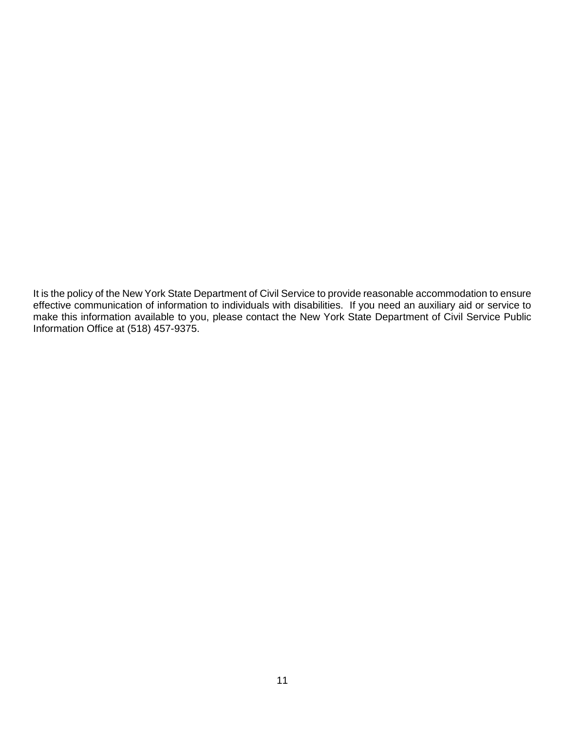It is the policy of the New York State Department of Civil Service to provide reasonable accommodation to ensure effective communication of information to individuals with disabilities. If you need an auxiliary aid or service to make this information available to you, please contact the New York State Department of Civil Service Public Information Office at (518) 457-9375.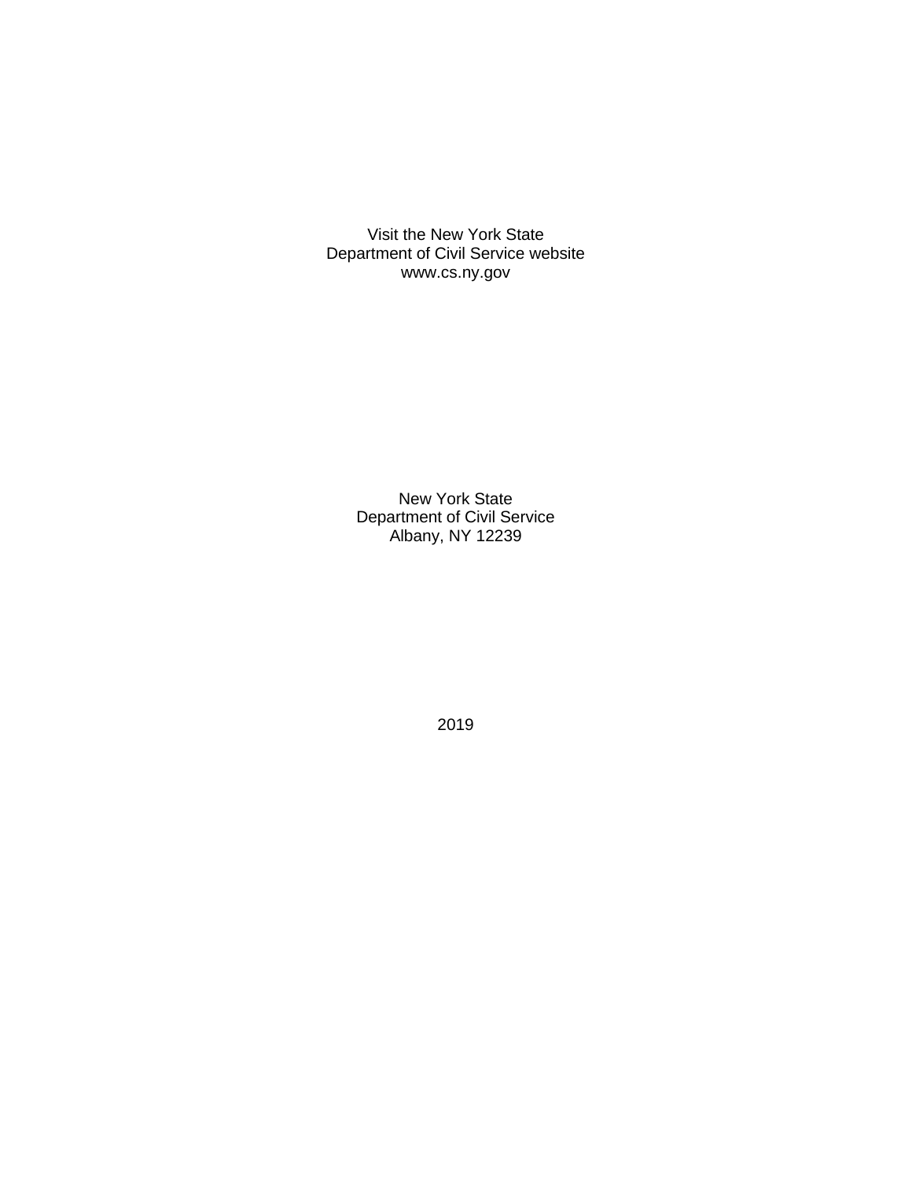Visit the New York State
Department of Civil Service website
www.cs.ny.gov

New York State
Department of Civil Service
Albany, NY 12239

2019